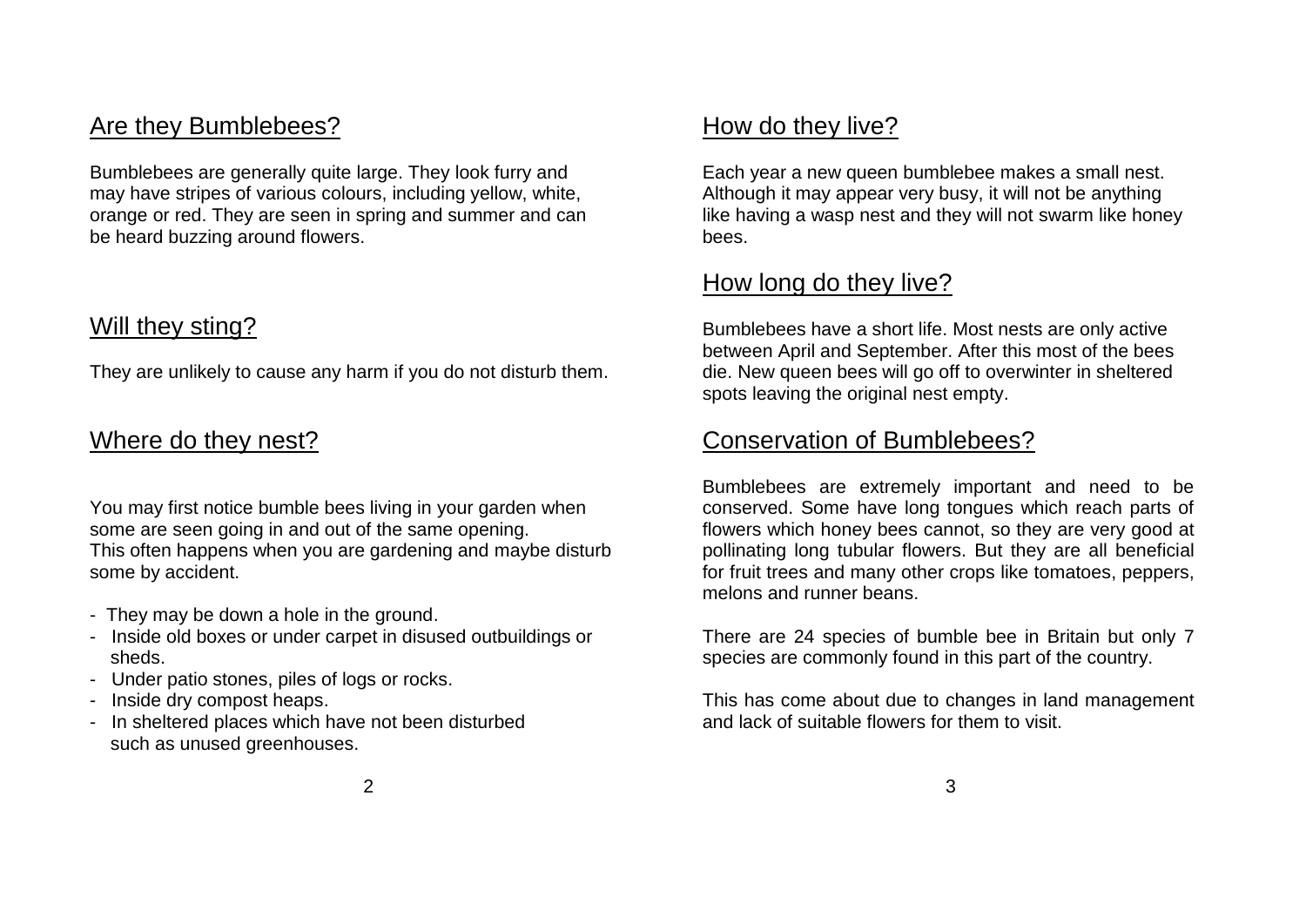## Are they Bumblebees?

Bumblebees are generally quite large. They look furry and may have stripes of various colours, including yellow, white, orange or red. They are seen in spring and summer and can be heard buzzing around flowers.

## Will they sting?

They are unlikely to cause any harm if you do not disturb them.

## Where do they nest?

You may first notice bumble bees living in your garden when some are seen going in and out of the same opening. This often happens when you are gardening and maybe disturb some by accident.

- They may be down a hole in the ground.
- Inside old boxes or under carpet in disused outbuildings or sheds.
- Under patio stones, piles of logs or rocks.
- Inside dry compost heaps.
- In sheltered places which have not been disturbed such as unused greenhouses.

## How do they live?

Each year a new queen bumblebee makes a small nest. Although it may appear very busy, it will not be anything like having a wasp nest and they will not swarm like honey bees.

## How long do they live?

Bumblebees have a short life. Most nests are only active between April and September. After this most of the bees die. New queen bees will go off to overwinter in sheltered spots leaving the original nest empty.

## Conservation of Bumblebees?

Bumblebees are extremely important and need to be conserved. Some have long tongues which reach parts of flowers which honey bees cannot, so they are very good at pollinating long tubular flowers. But they are all beneficial for fruit trees and many other crops like tomatoes, peppers, melons and runner beans.

There are 24 species of bumble bee in Britain but only 7 species are commonly found in this part of the country.

This has come about due to changes in land management and lack of suitable flowers for them to visit.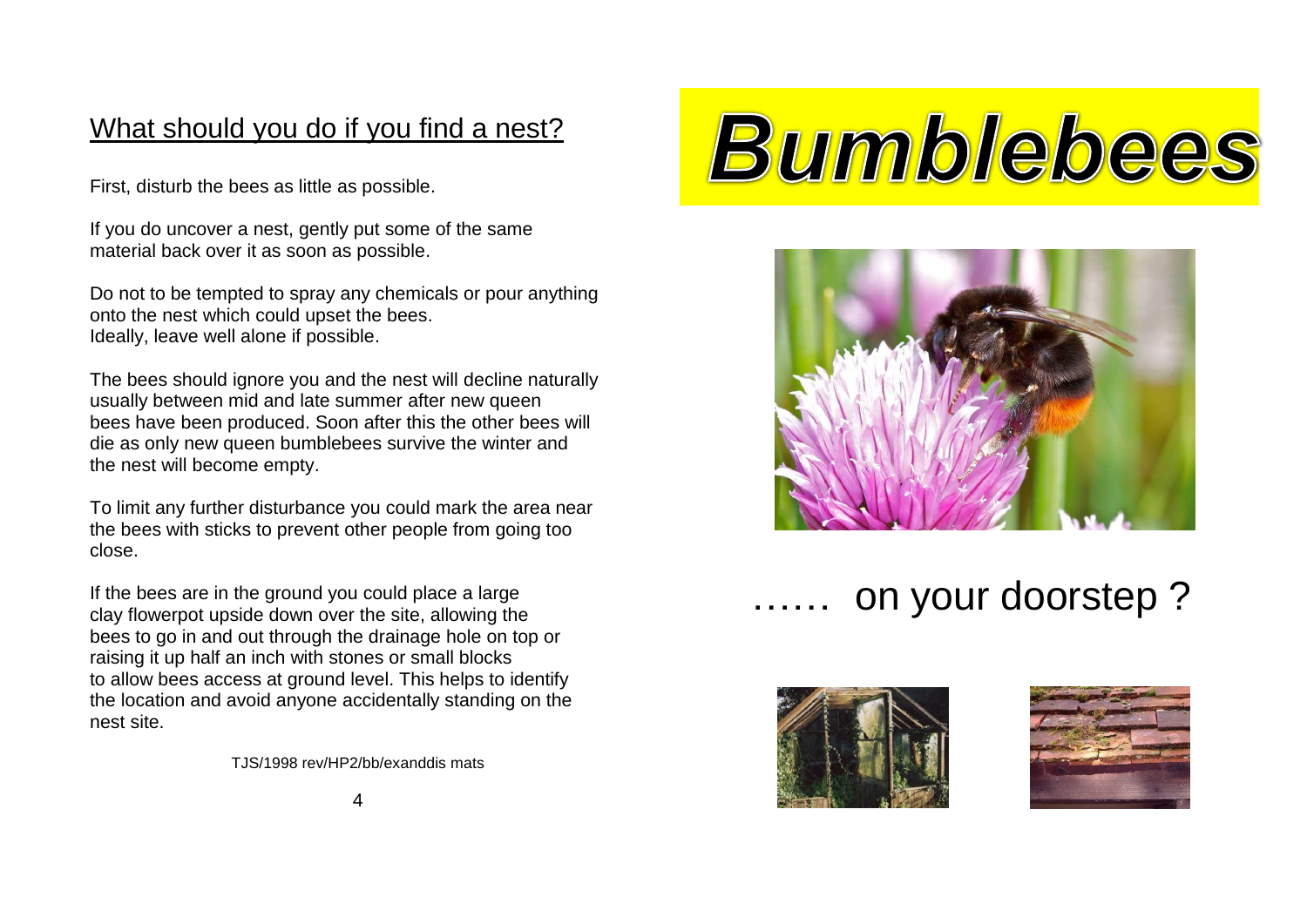## What should you do if you find a nest?

First, disturb the bees as little as possible.

If you do uncover a nest, gently put some of the same material back over it as soon as possible.

Do not to be tempted to spray any chemicals or pour anything onto the nest which could upset the bees.
Ideally, leave well alone if possible.

The bees should ignore you and the nest will decline naturally usually between mid and late summer after new queen bees have been produced. Soon after this the other bees will die as only new queen bumblebees survive the winter and the nest will become empty.

To limit any further disturbance you could mark the area near the bees with sticks to prevent other people from going too close.

If the bees are in the ground you could place a large clay flowerpot upside down over the site, allowing the bees to go in and out through the drainage hole on top or raising it up half an inch with stones or small blocks to allow bees access at ground level. This helps to identify the location and avoid anyone accidentally standing on the nest site.

TJS/1998 rev/HP2/bb/exanddis mats

# *Bumblebees*

…… on your doorstep ?